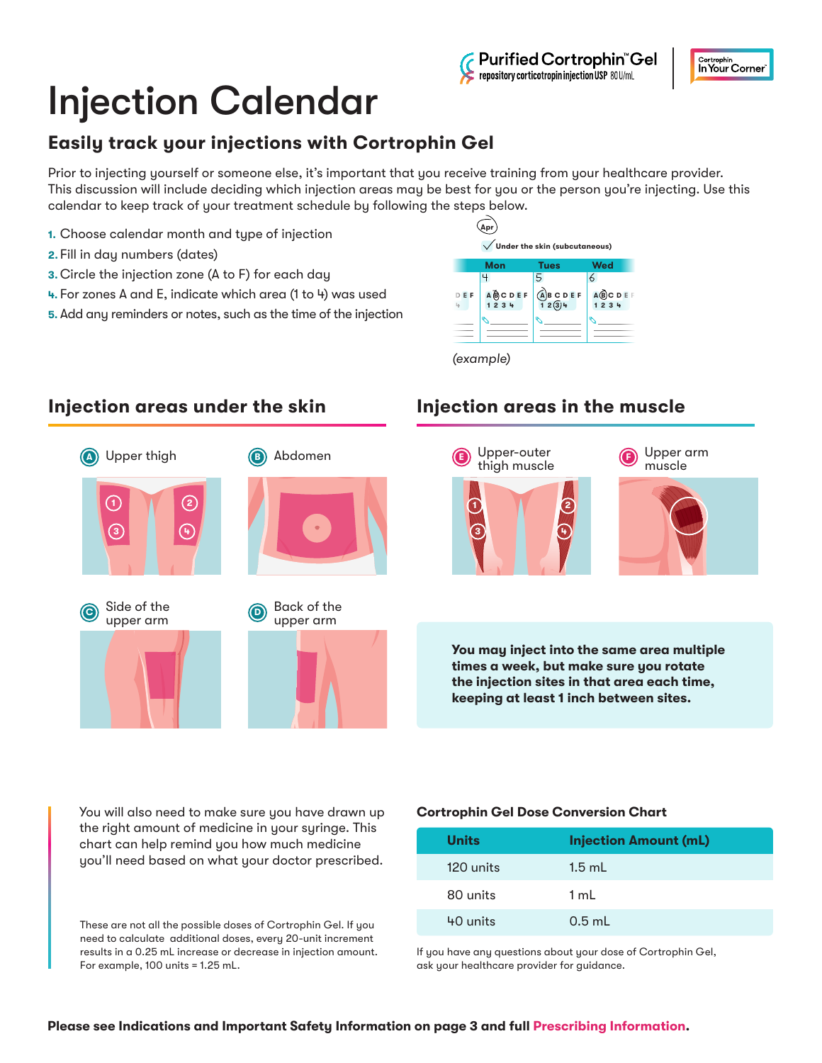Purified Cortrophin™ Gel
repository corticotropin injection USP 80 U/mL

Cortrophin In Your Corner™

# Injection Calendar

## Easily track your injections with Cortrophin Gel

Prior to injecting yourself or someone else, it's important that you receive training from your healthcare provider. This discussion will include deciding which injection areas may be best for you or the person you're injecting. Use this calendar to keep track of your treatment schedule by following the steps below.

1. Choose calendar month and type of injection
2. Fill in day numbers (dates)
3. Circle the injection zone (A to F) for each day
4. For zones A and E, indicate which area (1 to 4) was used
5. Add any reminders or notes, such as the time of the injection

Apr

✓ Under the skin (subcutaneous)

| Mon | Tues | Wed |
|---|---|---|
| 4 | 5 | 6 |
| A (B) C D E F<br>1 2 3 4 | (A) B C D E F<br>1 2 (3) 4 | A (B) C D E F<br>1 2 3 4 |

*(example)*

## Injection areas under the skin

**A** Upper thigh (areas 1, 2, 3, 4)

**B** Abdomen

**C** Side of the upper arm

**D** Back of the upper arm

## Injection areas in the muscle

**E** Upper-outer thigh muscle (areas 1, 2, 3, 4)

**F** Upper arm muscle

**You may inject into the same area multiple times a week, but make sure you rotate the injection sites in that area each time, keeping at least 1 inch between sites.**

You will also need to make sure you have drawn up the right amount of medicine in your syringe. This chart can help remind you how much medicine you'll need based on what your doctor prescribed.

These are not all the possible doses of Cortrophin Gel. If you need to calculate additional doses, every 20-unit increment results in a 0.25 mL increase or decrease in injection amount. For example, 100 units = 1.25 mL.

**Cortrophin Gel Dose Conversion Chart**

| Units | Injection Amount (mL) |
|---|---|
| 120 units | 1.5 mL |
| 80 units | 1 mL |
| 40 units | 0.5 mL |

If you have any questions about your dose of Cortrophin Gel, ask your healthcare provider for guidance.

**Please see Indications and Important Safety Information on page 3 and full Prescribing Information.**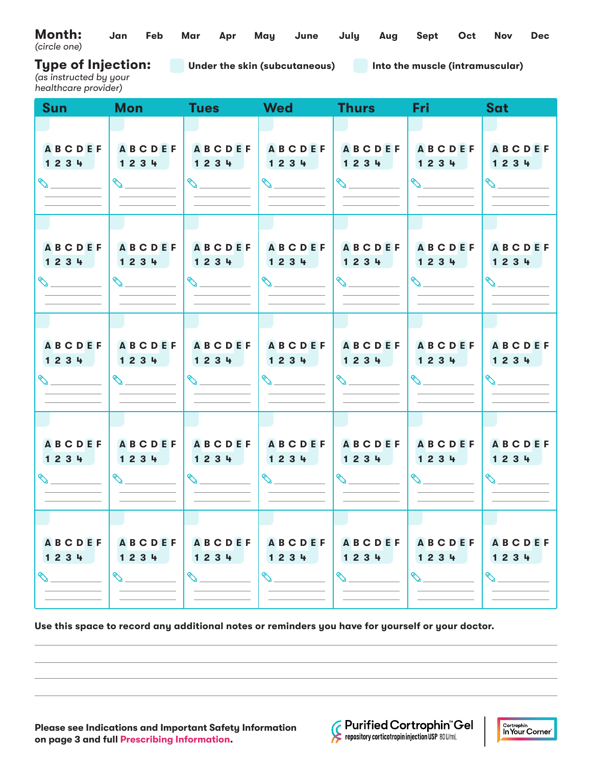**Month:** *(circle one)* Jan Feb Mar Apr May June July Aug Sept Oct Nov Dec

**Type of Injection:** *(as instructed by your healthcare provider)*

☐ Under the skin (subcutaneous) ☐ Into the muscle (intramuscular)

| Sun | Mon | Tues | Wed | Thurs | Fri | Sat |
|---|---|---|---|---|---|---|
| A B C D E F<br>1 2 3 4<br>✎ ________ | A B C D E F<br>1 2 3 4<br>✎ ________ | A B C D E F<br>1 2 3 4<br>✎ ________ | A B C D E F<br>1 2 3 4<br>✎ ________ | A B C D E F<br>1 2 3 4<br>✎ ________ | A B C D E F<br>1 2 3 4<br>✎ ________ | A B C D E F<br>1 2 3 4<br>✎ ________ |
| A B C D E F<br>1 2 3 4<br>✎ ________ | A B C D E F<br>1 2 3 4<br>✎ ________ | A B C D E F<br>1 2 3 4<br>✎ ________ | A B C D E F<br>1 2 3 4<br>✎ ________ | A B C D E F<br>1 2 3 4<br>✎ ________ | A B C D E F<br>1 2 3 4<br>✎ ________ | A B C D E F<br>1 2 3 4<br>✎ ________ |
| A B C D E F<br>1 2 3 4<br>✎ ________ | A B C D E F<br>1 2 3 4<br>✎ ________ | A B C D E F<br>1 2 3 4<br>✎ ________ | A B C D E F<br>1 2 3 4<br>✎ ________ | A B C D E F<br>1 2 3 4<br>✎ ________ | A B C D E F<br>1 2 3 4<br>✎ ________ | A B C D E F<br>1 2 3 4<br>✎ ________ |
| A B C D E F<br>1 2 3 4<br>✎ ________ | A B C D E F<br>1 2 3 4<br>✎ ________ | A B C D E F<br>1 2 3 4<br>✎ ________ | A B C D E F<br>1 2 3 4<br>✎ ________ | A B C D E F<br>1 2 3 4<br>✎ ________ | A B C D E F<br>1 2 3 4<br>✎ ________ | A B C D E F<br>1 2 3 4<br>✎ ________ |
| A B C D E F<br>1 2 3 4<br>✎ ________ | A B C D E F<br>1 2 3 4<br>✎ ________ | A B C D E F<br>1 2 3 4<br>✎ ________ | A B C D E F<br>1 2 3 4<br>✎ ________ | A B C D E F<br>1 2 3 4<br>✎ ________ | A B C D E F<br>1 2 3 4<br>✎ ________ | A B C D E F<br>1 2 3 4<br>✎ ________ |

**Use this space to record any additional notes or reminders you have for yourself or your doctor.**

______________________________________________

______________________________________________

______________________________________________

______________________________________________

**Please see Indications and Important Safety Information on page 3 and full Prescribing Information.**

Purified Cortrophin™ Gel
repository corticotropin injection USP 80 U/mL

Cortrophin In Your Corner™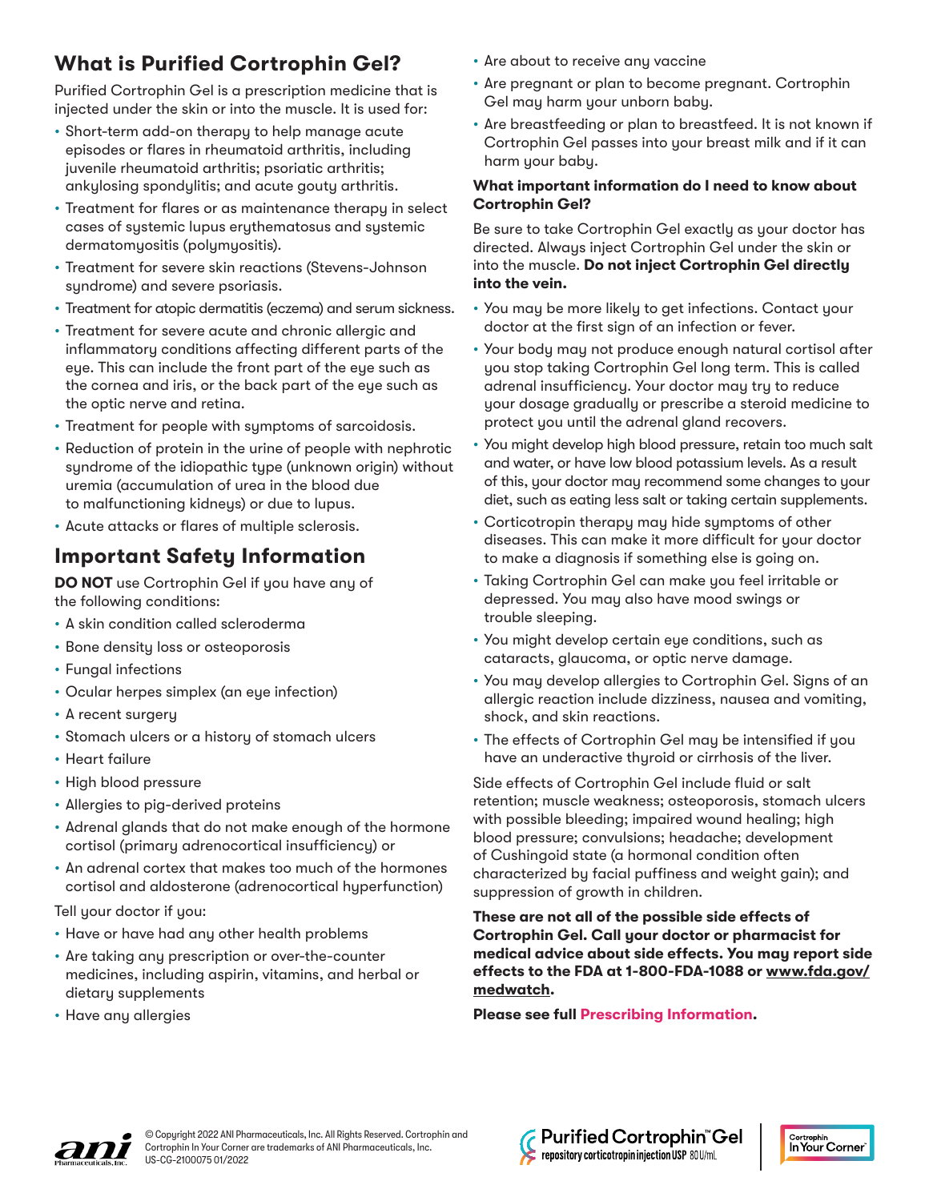## What is Purified Cortrophin Gel?

Purified Cortrophin Gel is a prescription medicine that is injected under the skin or into the muscle. It is used for:

- Short-term add-on therapy to help manage acute episodes or flares in rheumatoid arthritis, including juvenile rheumatoid arthritis; psoriatic arthritis; ankylosing spondylitis; and acute gouty arthritis.
- Treatment for flares or as maintenance therapy in select cases of systemic lupus erythematosus and systemic dermatomyositis (polymyositis).
- Treatment for severe skin reactions (Stevens-Johnson syndrome) and severe psoriasis.
- Treatment for atopic dermatitis (eczema) and serum sickness.
- Treatment for severe acute and chronic allergic and inflammatory conditions affecting different parts of the eye. This can include the front part of the eye such as the cornea and iris, or the back part of the eye such as the optic nerve and retina.
- Treatment for people with symptoms of sarcoidosis.
- Reduction of protein in the urine of people with nephrotic syndrome of the idiopathic type (unknown origin) without uremia (accumulation of urea in the blood due to malfunctioning kidneys) or due to lupus.
- Acute attacks or flares of multiple sclerosis.

## Important Safety Information

**DO NOT** use Cortrophin Gel if you have any of the following conditions:

- A skin condition called scleroderma
- Bone density loss or osteoporosis
- Fungal infections
- Ocular herpes simplex (an eye infection)
- A recent surgery
- Stomach ulcers or a history of stomach ulcers
- Heart failure
- High blood pressure
- Allergies to pig-derived proteins
- Adrenal glands that do not make enough of the hormone cortisol (primary adrenocortical insufficiency) or
- An adrenal cortex that makes too much of the hormones cortisol and aldosterone (adrenocortical hyperfunction)

Tell your doctor if you:

- Have or have had any other health problems
- Are taking any prescription or over-the-counter medicines, including aspirin, vitamins, and herbal or dietary supplements
- Have any allergies
- Are about to receive any vaccine
- Are pregnant or plan to become pregnant. Cortrophin Gel may harm your unborn baby.
- Are breastfeeding or plan to breastfeed. It is not known if Cortrophin Gel passes into your breast milk and if it can harm your baby.

**What important information do I need to know about Cortrophin Gel?**

Be sure to take Cortrophin Gel exactly as your doctor has directed. Always inject Cortrophin Gel under the skin or into the muscle. **Do not inject Cortrophin Gel directly into the vein.**

- You may be more likely to get infections. Contact your doctor at the first sign of an infection or fever.
- Your body may not produce enough natural cortisol after you stop taking Cortrophin Gel long term. This is called adrenal insufficiency. Your doctor may try to reduce your dosage gradually or prescribe a steroid medicine to protect you until the adrenal gland recovers.
- You might develop high blood pressure, retain too much salt and water, or have low blood potassium levels. As a result of this, your doctor may recommend some changes to your diet, such as eating less salt or taking certain supplements.
- Corticotropin therapy may hide symptoms of other diseases. This can make it more difficult for your doctor to make a diagnosis if something else is going on.
- Taking Cortrophin Gel can make you feel irritable or depressed. You may also have mood swings or trouble sleeping.
- You might develop certain eye conditions, such as cataracts, glaucoma, or optic nerve damage.
- You may develop allergies to Cortrophin Gel. Signs of an allergic reaction include dizziness, nausea and vomiting, shock, and skin reactions.
- The effects of Cortrophin Gel may be intensified if you have an underactive thyroid or cirrhosis of the liver.

Side effects of Cortrophin Gel include fluid or salt retention; muscle weakness; osteoporosis, stomach ulcers with possible bleeding; impaired wound healing; high blood pressure; convulsions; headache; development of Cushingoid state (a hormonal condition often characterized by facial puffiness and weight gain); and suppression of growth in children.

**These are not all of the possible side effects of Cortrophin Gel. Call your doctor or pharmacist for medical advice about side effects. You may report side effects to the FDA at 1-800-FDA-1088 or www.fda.gov/medwatch.**

**Please see full Prescribing Information.**

© Copyright 2022 ANI Pharmaceuticals, Inc. All Rights Reserved. Cortrophin and Cortrophin In Your Corner are trademarks of ANI Pharmaceuticals, Inc.
US-CG-2100075 01/2022

Purified Cortrophin™ Gel
repository corticotropin injection USP 80 U/mL

Cortrophin In Your Corner